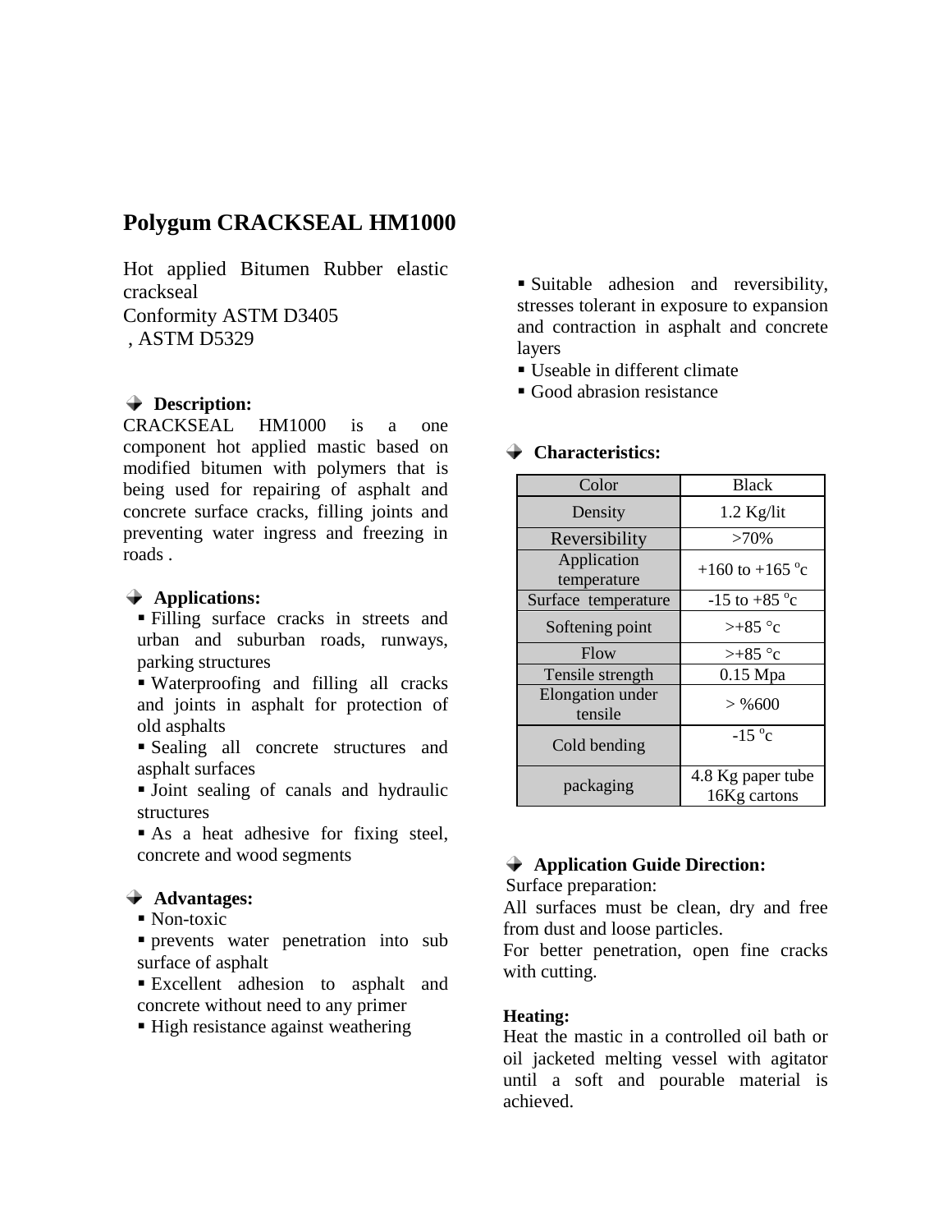# Polygum CRACKSEAL HM1000

Hot applied Bitumen Rubber elastic crackseal
Conformity ASTM D3405
, ASTM D5329

### Description:

CRACKSEAL HM1000 is a one component hot applied mastic based on modified bitumen with polymers that is being used for repairing of asphalt and concrete surface cracks, filling joints and preventing water ingress and freezing in roads .

### Applications:

- Filling surface cracks in streets and urban and suburban roads, runways, parking structures
- Waterproofing and filling all cracks and joints in asphalt for protection of old asphalts
- Sealing all concrete structures and asphalt surfaces
- Joint sealing of canals and hydraulic structures
- As a heat adhesive for fixing steel, concrete and wood segments

### Advantages:

- Non-toxic
- prevents water penetration into sub surface of asphalt
- Excellent adhesion to asphalt and concrete without need to any primer
- High resistance against weathering
- Suitable adhesion and reversibility, stresses tolerant in exposure to expansion and contraction in asphalt and concrete layers
- Useable in different climate
- Good abrasion resistance

### Characteristics:

| Color | Black |
|---|---|
| Density | 1.2 Kg/lit |
| Reversibility | >70% |
| Application temperature | +160 to +165 °c |
| Surface temperature | -15 to +85 °c |
| Softening point | >+85 °c |
| Flow | >+85 °c |
| Tensile strength | 0.15 Mpa |
| Elongation under tensile | > %600 |
| Cold bending | -15 °c |
| packaging | 4.8 Kg paper tube 16Kg cartons |

### Application Guide Direction:

Surface preparation:

All surfaces must be clean, dry and free from dust and loose particles.

For better penetration, open fine cracks with cutting.

**Heating:**

Heat the mastic in a controlled oil bath or oil jacketed melting vessel with agitator until a soft and pourable material is achieved.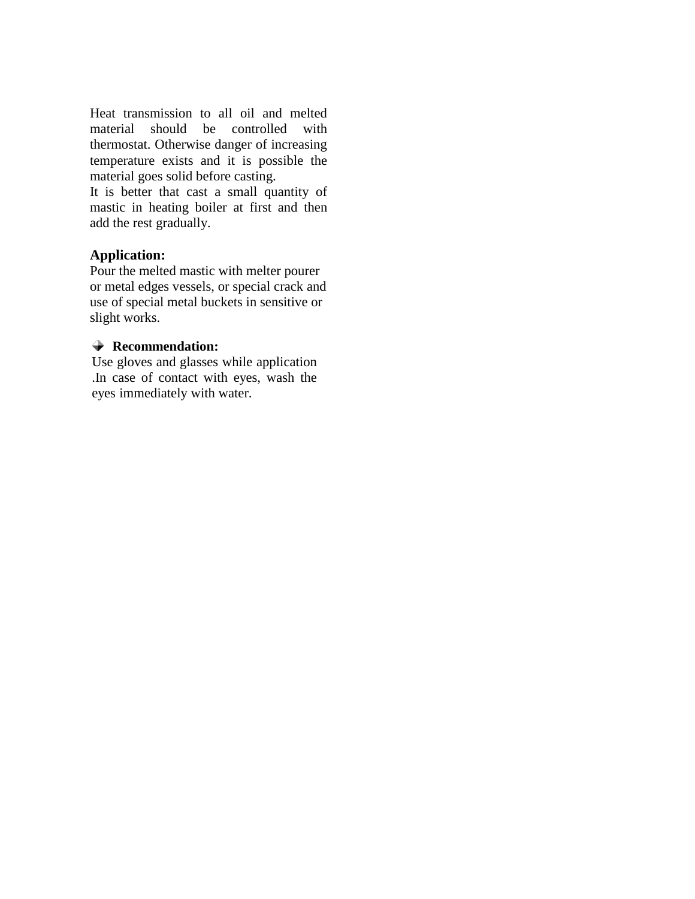Heat transmission to all oil and melted material should be controlled with thermostat. Otherwise danger of increasing temperature exists and it is possible the material goes solid before casting.
It is better that cast a small quantity of mastic in heating boiler at first and then add the rest gradually.

**Application:**
Pour the melted mastic with melter pourer or metal edges vessels, or special crack and use of special metal buckets in sensitive or slight works.

- **Recommendation:**

Use gloves and glasses while application .In case of contact with eyes, wash the eyes immediately with water.